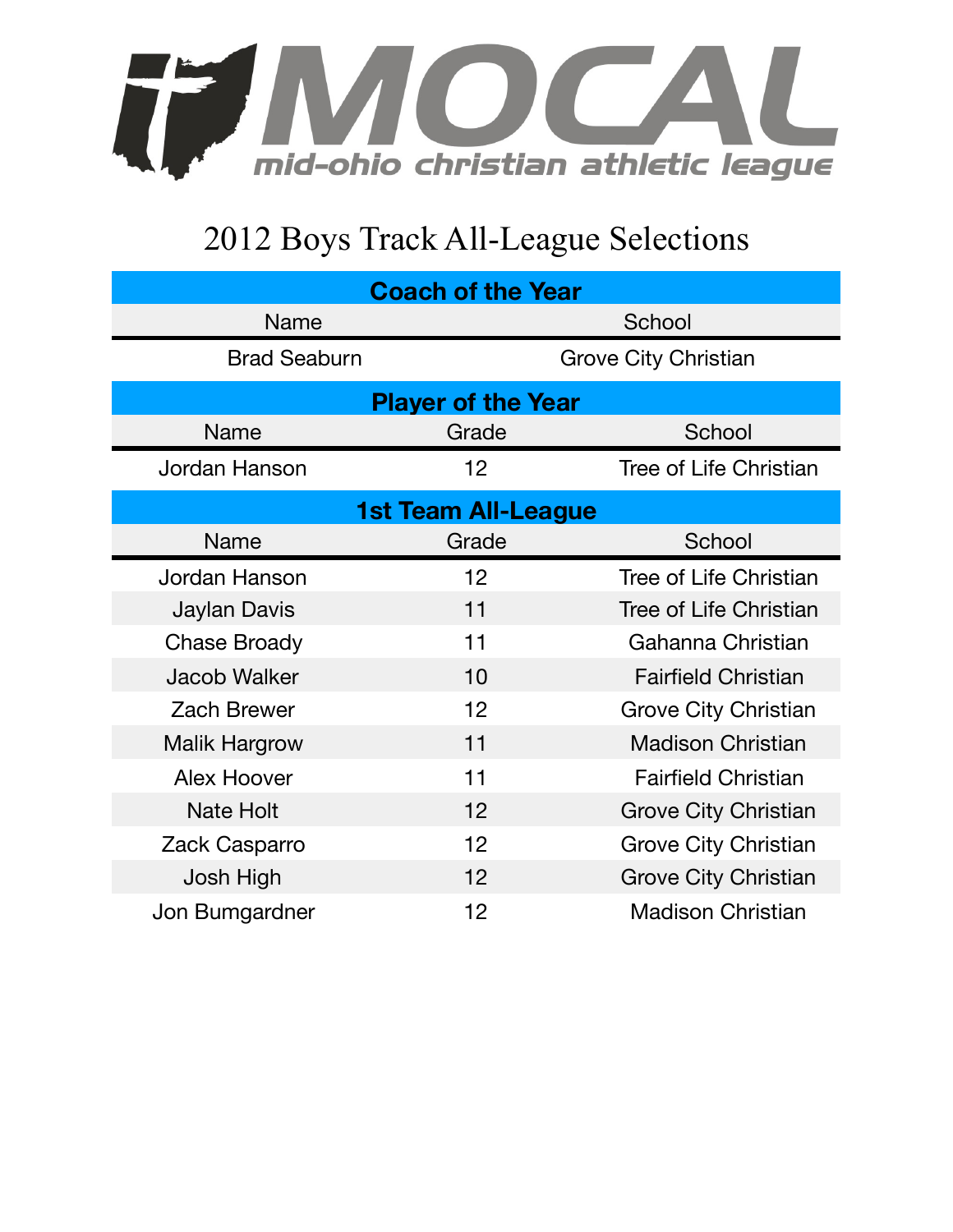MOCAL

mid-ohio christian athletic league

# 2012 Boys Track All-League Selections

## Coach of the Year

| Name | School |
| --- | --- |
| Brad Seaburn | Grove City Christian |

## Player of the Year

| Name | Grade | School |
| --- | --- | --- |
| Jordan Hanson | 12 | Tree of Life Christian |

## 1st Team All-League

| Name | Grade | School |
| --- | --- | --- |
| Jordan Hanson | 12 | Tree of Life Christian |
| Jaylan Davis | 11 | Tree of Life Christian |
| Chase Broady | 11 | Gahanna Christian |
| Jacob Walker | 10 | Fairfield Christian |
| Zach Brewer | 12 | Grove City Christian |
| Malik Hargrow | 11 | Madison Christian |
| Alex Hoover | 11 | Fairfield Christian |
| Nate Holt | 12 | Grove City Christian |
| Zack Casparro | 12 | Grove City Christian |
| Josh High | 12 | Grove City Christian |
| Jon Bumgardner | 12 | Madison Christian |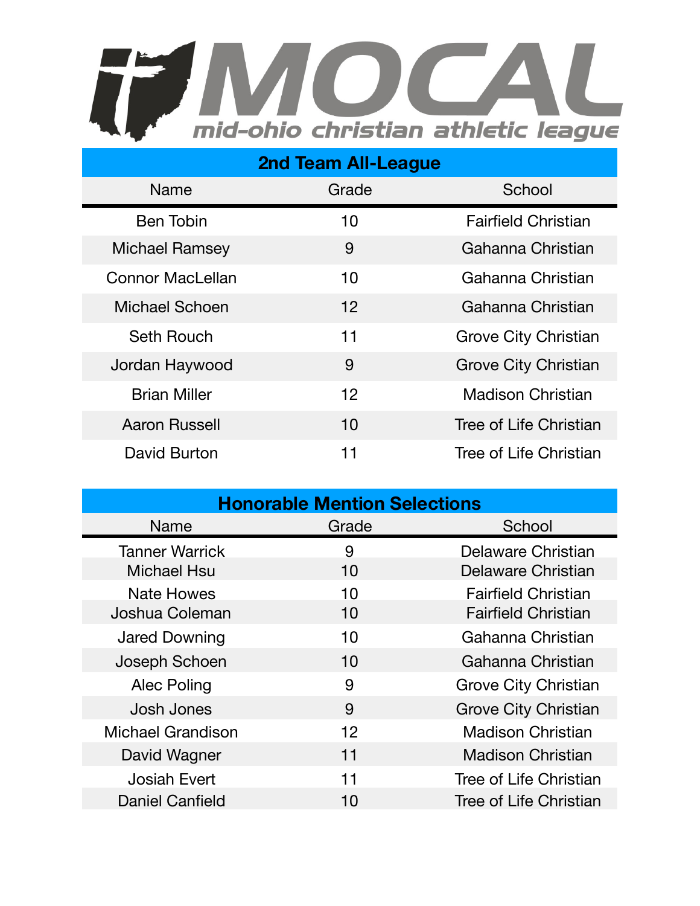# MOCAL

mid-ohio christian athletic league

## 2nd Team All-League

| Name | Grade | School |
|---|---|---|
| Ben Tobin | 10 | Fairfield Christian |
| Michael Ramsey | 9 | Gahanna Christian |
| Connor MacLellan | 10 | Gahanna Christian |
| Michael Schoen | 12 | Gahanna Christian |
| Seth Rouch | 11 | Grove City Christian |
| Jordan Haywood | 9 | Grove City Christian |
| Brian Miller | 12 | Madison Christian |
| Aaron Russell | 10 | Tree of Life Christian |
| David Burton | 11 | Tree of Life Christian |

## Honorable Mention Selections

| Name | Grade | School |
|---|---|---|
| Tanner Warrick | 9 | Delaware Christian |
| Michael Hsu | 10 | Delaware Christian |
| Nate Howes | 10 | Fairfield Christian |
| Joshua Coleman | 10 | Fairfield Christian |
| Jared Downing | 10 | Gahanna Christian |
| Joseph Schoen | 10 | Gahanna Christian |
| Alec Poling | 9 | Grove City Christian |
| Josh Jones | 9 | Grove City Christian |
| Michael Grandison | 12 | Madison Christian |
| David Wagner | 11 | Madison Christian |
| Josiah Evert | 11 | Tree of Life Christian |
| Daniel Canfield | 10 | Tree of Life Christian |